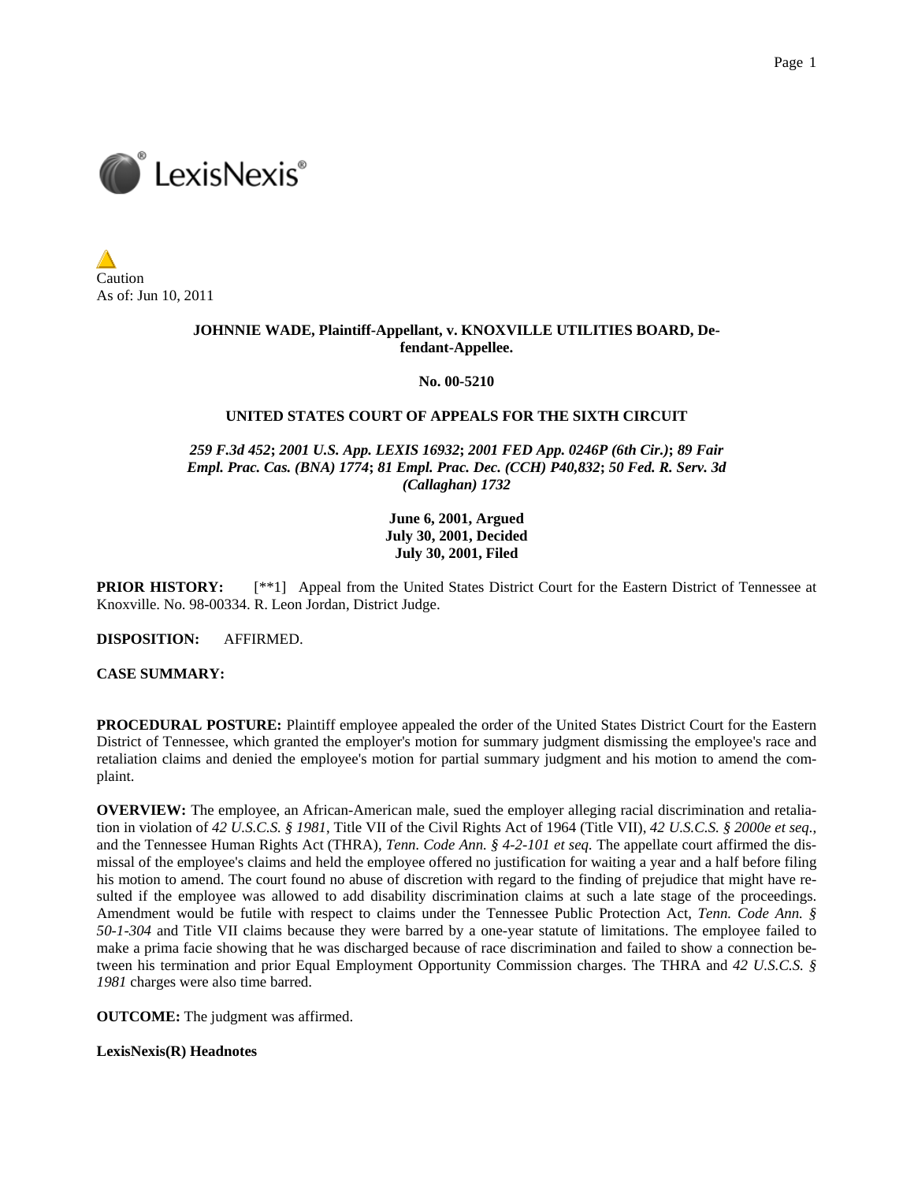Caution
As of: Jun 10, 2011

**JOHNNIE WADE, Plaintiff-Appellant, v. KNOXVILLE UTILITIES BOARD, Defendant-Appellee.**

**No. 00-5210**

**UNITED STATES COURT OF APPEALS FOR THE SIXTH CIRCUIT**

***259 F.3d 452*; *2001 U.S. App. LEXIS 16932*; *2001 FED App. 0246P (6th Cir.)*; *89 Fair Empl. Prac. Cas. (BNA) 1774*; *81 Empl. Prac. Dec. (CCH) P40,832*; *50 Fed. R. Serv. 3d (Callaghan) 1732***

**June 6, 2001, Argued**
**July 30, 2001, Decided**
**July 30, 2001, Filed**

**PRIOR HISTORY:** [**1] Appeal from the United States District Court for the Eastern District of Tennessee at Knoxville. No. 98-00334. R. Leon Jordan, District Judge.

**DISPOSITION:** AFFIRMED.

**CASE SUMMARY:**

**PROCEDURAL POSTURE:** Plaintiff employee appealed the order of the United States District Court for the Eastern District of Tennessee, which granted the employer's motion for summary judgment dismissing the employee's race and retaliation claims and denied the employee's motion for partial summary judgment and his motion to amend the complaint.

**OVERVIEW:** The employee, an African-American male, sued the employer alleging racial discrimination and retaliation in violation of *42 U.S.C.S. § 1981*, Title VII of the Civil Rights Act of 1964 (Title VII), *42 U.S.C.S. § 2000e et seq.*, and the Tennessee Human Rights Act (THRA), *Tenn. Code Ann. § 4-2-101 et seq.* The appellate court affirmed the dismissal of the employee's claims and held the employee offered no justification for waiting a year and a half before filing his motion to amend. The court found no abuse of discretion with regard to the finding of prejudice that might have resulted if the employee was allowed to add disability discrimination claims at such a late stage of the proceedings. Amendment would be futile with respect to claims under the Tennessee Public Protection Act, *Tenn. Code Ann. § 50-1-304* and Title VII claims because they were barred by a one-year statute of limitations. The employee failed to make a prima facie showing that he was discharged because of race discrimination and failed to show a connection between his termination and prior Equal Employment Opportunity Commission charges. The THRA and *42 U.S.C.S. § 1981* charges were also time barred.

**OUTCOME:** The judgment was affirmed.

**LexisNexis(R) Headnotes**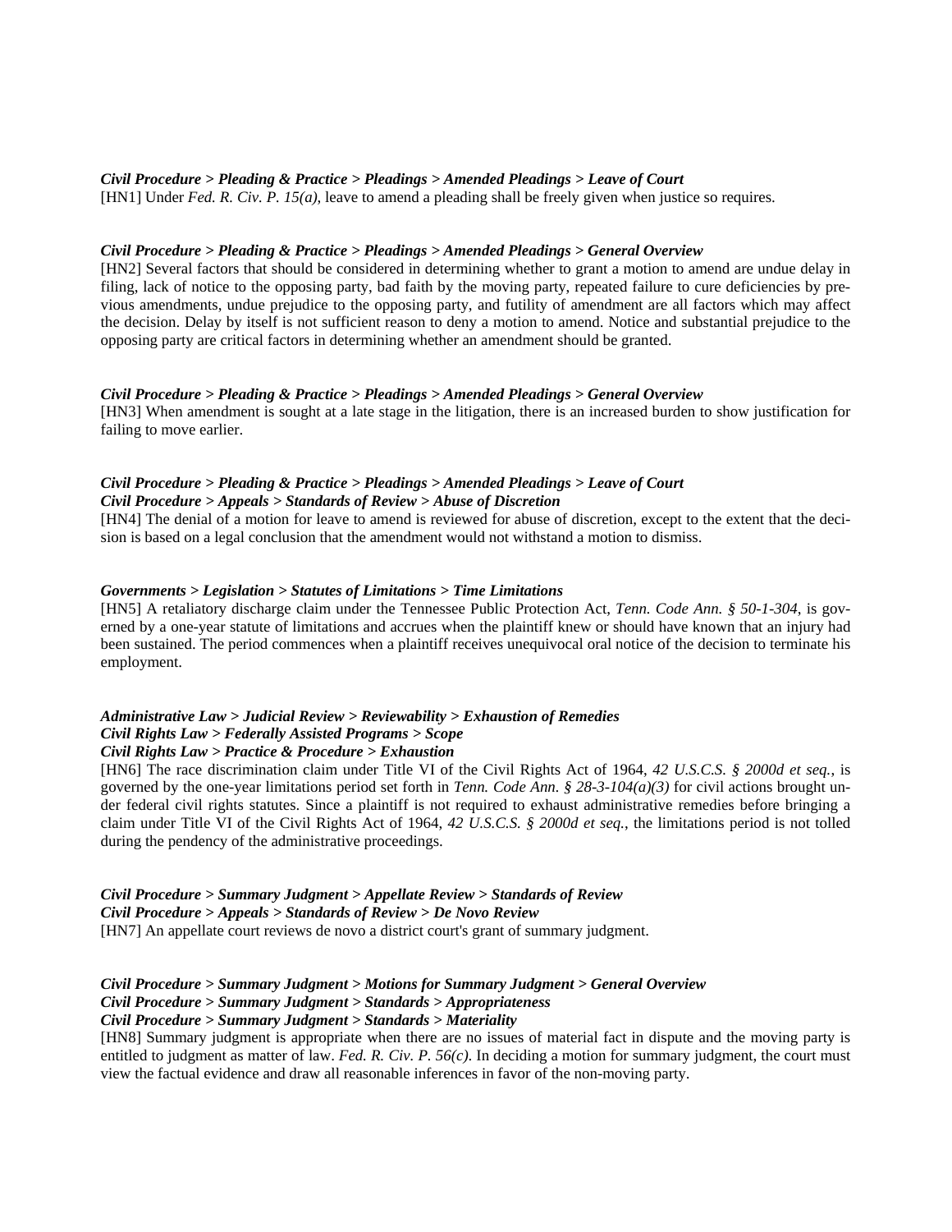***Civil Procedure > Pleading & Practice > Pleadings > Amended Pleadings > Leave of Court***

[HN1] Under *Fed. R. Civ. P. 15(a)*, leave to amend a pleading shall be freely given when justice so requires.

***Civil Procedure > Pleading & Practice > Pleadings > Amended Pleadings > General Overview***

[HN2] Several factors that should be considered in determining whether to grant a motion to amend are undue delay in filing, lack of notice to the opposing party, bad faith by the moving party, repeated failure to cure deficiencies by previous amendments, undue prejudice to the opposing party, and futility of amendment are all factors which may affect the decision. Delay by itself is not sufficient reason to deny a motion to amend. Notice and substantial prejudice to the opposing party are critical factors in determining whether an amendment should be granted.

***Civil Procedure > Pleading & Practice > Pleadings > Amended Pleadings > General Overview***

[HN3] When amendment is sought at a late stage in the litigation, there is an increased burden to show justification for failing to move earlier.

***Civil Procedure > Pleading & Practice > Pleadings > Amended Pleadings > Leave of Court***
***Civil Procedure > Appeals > Standards of Review > Abuse of Discretion***

[HN4] The denial of a motion for leave to amend is reviewed for abuse of discretion, except to the extent that the decision is based on a legal conclusion that the amendment would not withstand a motion to dismiss.

***Governments > Legislation > Statutes of Limitations > Time Limitations***

[HN5] A retaliatory discharge claim under the Tennessee Public Protection Act, *Tenn. Code Ann. § 50-1-304*, is governed by a one-year statute of limitations and accrues when the plaintiff knew or should have known that an injury had been sustained. The period commences when a plaintiff receives unequivocal oral notice of the decision to terminate his employment.

***Administrative Law > Judicial Review > Reviewability > Exhaustion of Remedies***
***Civil Rights Law > Federally Assisted Programs > Scope***
***Civil Rights Law > Practice & Procedure > Exhaustion***

[HN6] The race discrimination claim under Title VI of the Civil Rights Act of 1964, *42 U.S.C.S. § 2000d et seq.*, is governed by the one-year limitations period set forth in *Tenn. Code Ann. § 28-3-104(a)(3)* for civil actions brought under federal civil rights statutes. Since a plaintiff is not required to exhaust administrative remedies before bringing a claim under Title VI of the Civil Rights Act of 1964, *42 U.S.C.S. § 2000d et seq.*, the limitations period is not tolled during the pendency of the administrative proceedings.

***Civil Procedure > Summary Judgment > Appellate Review > Standards of Review***
***Civil Procedure > Appeals > Standards of Review > De Novo Review***

[HN7] An appellate court reviews de novo a district court's grant of summary judgment.

***Civil Procedure > Summary Judgment > Motions for Summary Judgment > General Overview***
***Civil Procedure > Summary Judgment > Standards > Appropriateness***
***Civil Procedure > Summary Judgment > Standards > Materiality***

[HN8] Summary judgment is appropriate when there are no issues of material fact in dispute and the moving party is entitled to judgment as matter of law. *Fed. R. Civ. P. 56(c)*. In deciding a motion for summary judgment, the court must view the factual evidence and draw all reasonable inferences in favor of the non-moving party.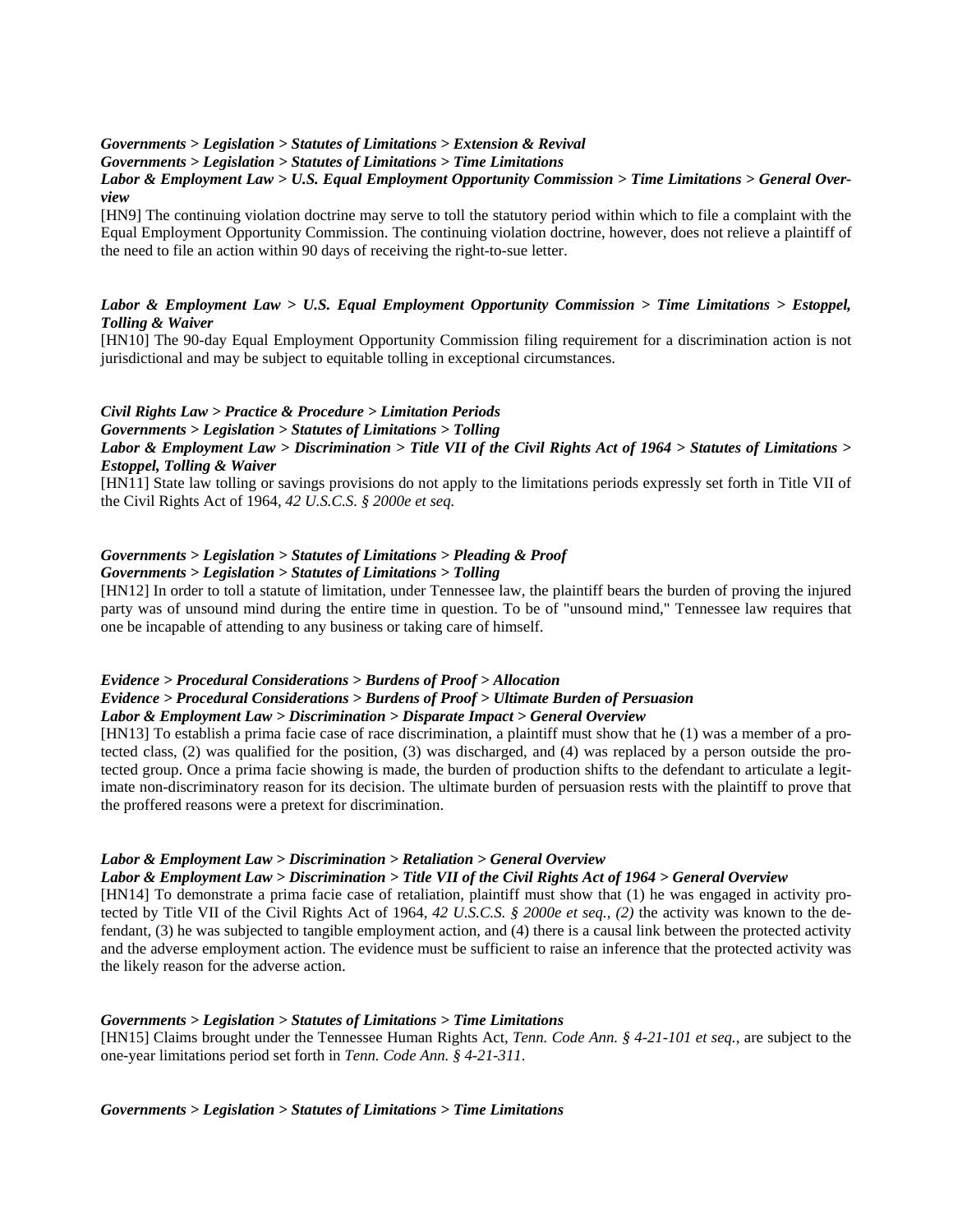*Governments > Legislation > Statutes of Limitations > Extension & Revival*
*Governments > Legislation > Statutes of Limitations > Time Limitations*
*Labor & Employment Law > U.S. Equal Employment Opportunity Commission > Time Limitations > General Overview*

[HN9] The continuing violation doctrine may serve to toll the statutory period within which to file a complaint with the Equal Employment Opportunity Commission. The continuing violation doctrine, however, does not relieve a plaintiff of the need to file an action within 90 days of receiving the right-to-sue letter.

*Labor & Employment Law > U.S. Equal Employment Opportunity Commission > Time Limitations > Estoppel, Tolling & Waiver*

[HN10] The 90-day Equal Employment Opportunity Commission filing requirement for a discrimination action is not jurisdictional and may be subject to equitable tolling in exceptional circumstances.

*Civil Rights Law > Practice & Procedure > Limitation Periods*
*Governments > Legislation > Statutes of Limitations > Tolling*
*Labor & Employment Law > Discrimination > Title VII of the Civil Rights Act of 1964 > Statutes of Limitations > Estoppel, Tolling & Waiver*

[HN11] State law tolling or savings provisions do not apply to the limitations periods expressly set forth in Title VII of the Civil Rights Act of 1964, *42 U.S.C.S. § 2000e et seq.*

*Governments > Legislation > Statutes of Limitations > Pleading & Proof*
*Governments > Legislation > Statutes of Limitations > Tolling*

[HN12] In order to toll a statute of limitation, under Tennessee law, the plaintiff bears the burden of proving the injured party was of unsound mind during the entire time in question. To be of "unsound mind," Tennessee law requires that one be incapable of attending to any business or taking care of himself.

*Evidence > Procedural Considerations > Burdens of Proof > Allocation*
*Evidence > Procedural Considerations > Burdens of Proof > Ultimate Burden of Persuasion*
*Labor & Employment Law > Discrimination > Disparate Impact > General Overview*

[HN13] To establish a prima facie case of race discrimination, a plaintiff must show that he (1) was a member of a protected class, (2) was qualified for the position, (3) was discharged, and (4) was replaced by a person outside the protected group. Once a prima facie showing is made, the burden of production shifts to the defendant to articulate a legitimate non-discriminatory reason for its decision. The ultimate burden of persuasion rests with the plaintiff to prove that the proffered reasons were a pretext for discrimination.

*Labor & Employment Law > Discrimination > Retaliation > General Overview*
*Labor & Employment Law > Discrimination > Title VII of the Civil Rights Act of 1964 > General Overview*

[HN14] To demonstrate a prima facie case of retaliation, plaintiff must show that (1) he was engaged in activity protected by Title VII of the Civil Rights Act of 1964, *42 U.S.C.S. § 2000e et seq., (2)* the activity was known to the defendant, (3) he was subjected to tangible employment action, and (4) there is a causal link between the protected activity and the adverse employment action. The evidence must be sufficient to raise an inference that the protected activity was the likely reason for the adverse action.

*Governments > Legislation > Statutes of Limitations > Time Limitations*

[HN15] Claims brought under the Tennessee Human Rights Act, *Tenn. Code Ann. § 4-21-101 et seq.*, are subject to the one-year limitations period set forth in *Tenn. Code Ann. § 4-21-311*.

*Governments > Legislation > Statutes of Limitations > Time Limitations*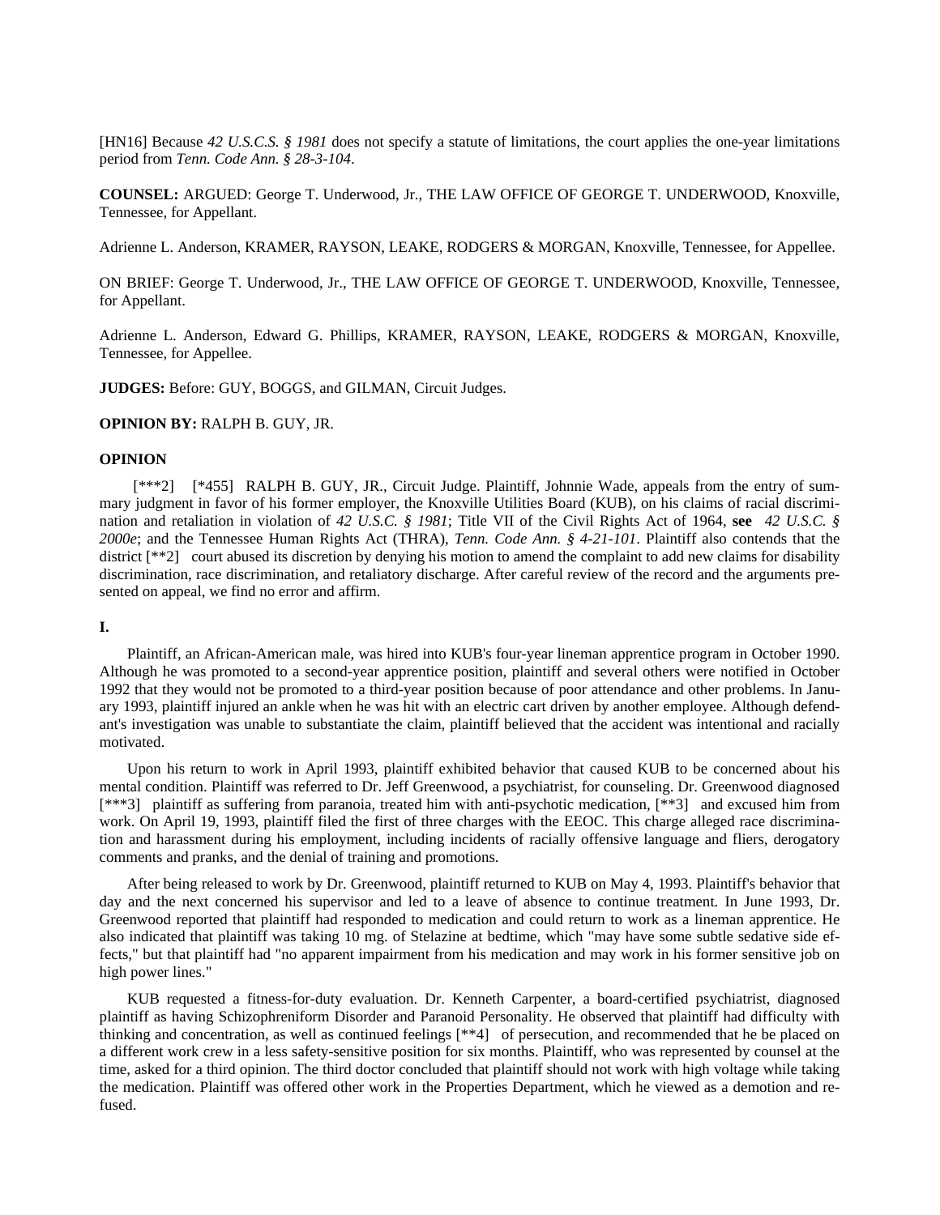[HN16] Because *42 U.S.C.S. § 1981* does not specify a statute of limitations, the court applies the one-year limitations period from *Tenn. Code Ann. § 28-3-104*.

**COUNSEL:** ARGUED: George T. Underwood, Jr., THE LAW OFFICE OF GEORGE T. UNDERWOOD, Knoxville, Tennessee, for Appellant.

Adrienne L. Anderson, KRAMER, RAYSON, LEAKE, RODGERS & MORGAN, Knoxville, Tennessee, for Appellee.

ON BRIEF: George T. Underwood, Jr., THE LAW OFFICE OF GEORGE T. UNDERWOOD, Knoxville, Tennessee, for Appellant.

Adrienne L. Anderson, Edward G. Phillips, KRAMER, RAYSON, LEAKE, RODGERS & MORGAN, Knoxville, Tennessee, for Appellee.

**JUDGES:** Before: GUY, BOGGS, and GILMAN, Circuit Judges.

**OPINION BY:** RALPH B. GUY, JR.

**OPINION**

[***2] [*455] RALPH B. GUY, JR., Circuit Judge. Plaintiff, Johnnie Wade, appeals from the entry of summary judgment in favor of his former employer, the Knoxville Utilities Board (KUB), on his claims of racial discrimination and retaliation in violation of *42 U.S.C. § 1981*; Title VII of the Civil Rights Act of 1964, **see** *42 U.S.C. § 2000e*; and the Tennessee Human Rights Act (THRA), *Tenn. Code Ann. § 4-21-101*. Plaintiff also contends that the district [**2] court abused its discretion by denying his motion to amend the complaint to add new claims for disability discrimination, race discrimination, and retaliatory discharge. After careful review of the record and the arguments presented on appeal, we find no error and affirm.

**I.**

Plaintiff, an African-American male, was hired into KUB's four-year lineman apprentice program in October 1990. Although he was promoted to a second-year apprentice position, plaintiff and several others were notified in October 1992 that they would not be promoted to a third-year position because of poor attendance and other problems. In January 1993, plaintiff injured an ankle when he was hit with an electric cart driven by another employee. Although defendant's investigation was unable to substantiate the claim, plaintiff believed that the accident was intentional and racially motivated.

Upon his return to work in April 1993, plaintiff exhibited behavior that caused KUB to be concerned about his mental condition. Plaintiff was referred to Dr. Jeff Greenwood, a psychiatrist, for counseling. Dr. Greenwood diagnosed [***3] plaintiff as suffering from paranoia, treated him with anti-psychotic medication, [**3] and excused him from work. On April 19, 1993, plaintiff filed the first of three charges with the EEOC. This charge alleged race discrimination and harassment during his employment, including incidents of racially offensive language and fliers, derogatory comments and pranks, and the denial of training and promotions.

After being released to work by Dr. Greenwood, plaintiff returned to KUB on May 4, 1993. Plaintiff's behavior that day and the next concerned his supervisor and led to a leave of absence to continue treatment. In June 1993, Dr. Greenwood reported that plaintiff had responded to medication and could return to work as a lineman apprentice. He also indicated that plaintiff was taking 10 mg. of Stelazine at bedtime, which "may have some subtle sedative effects," but that plaintiff had "no apparent impairment from his medication and may work in his former sensitive job on high power lines."

KUB requested a fitness-for-duty evaluation. Dr. Kenneth Carpenter, a board-certified psychiatrist, diagnosed plaintiff as having Schizophreniform Disorder and Paranoid Personality. He observed that plaintiff had difficulty with thinking and concentration, as well as continued feelings [**4] of persecution, and recommended that he be placed on a different work crew in a less safety-sensitive position for six months. Plaintiff, who was represented by counsel at the time, asked for a third opinion. The third doctor concluded that plaintiff should not work with high voltage while taking the medication. Plaintiff was offered other work in the Properties Department, which he viewed as a demotion and refused.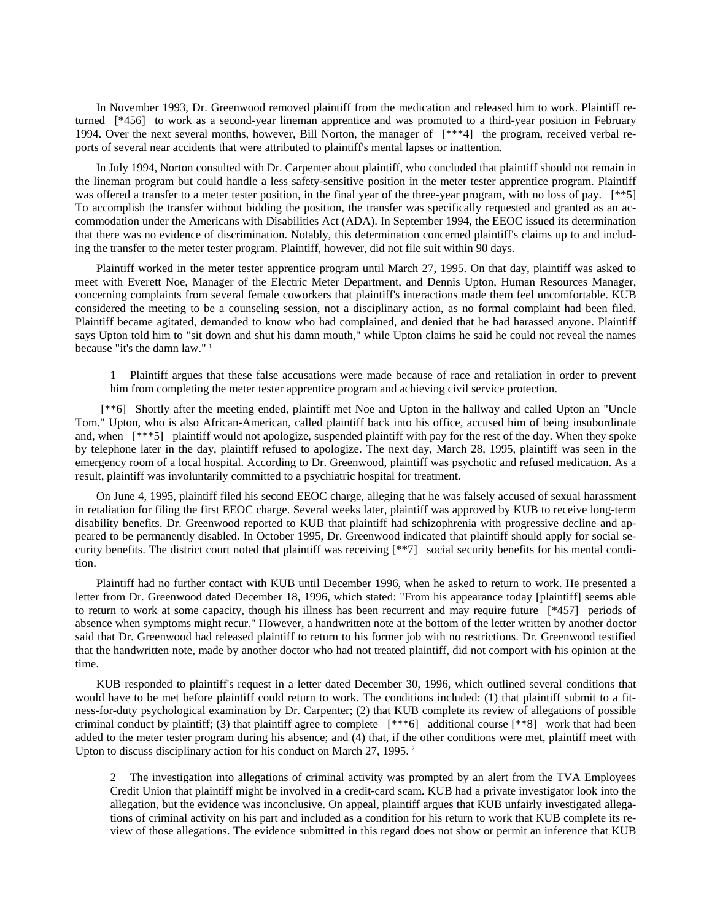In November 1993, Dr. Greenwood removed plaintiff from the medication and released him to work. Plaintiff returned [*456] to work as a second-year lineman apprentice and was promoted to a third-year position in February 1994. Over the next several months, however, Bill Norton, the manager of [***4] the program, received verbal reports of several near accidents that were attributed to plaintiff's mental lapses or inattention.

In July 1994, Norton consulted with Dr. Carpenter about plaintiff, who concluded that plaintiff should not remain in the lineman program but could handle a less safety-sensitive position in the meter tester apprentice program. Plaintiff was offered a transfer to a meter tester position, in the final year of the three-year program, with no loss of pay. [**5] To accomplish the transfer without bidding the position, the transfer was specifically requested and granted as an accommodation under the Americans with Disabilities Act (ADA). In September 1994, the EEOC issued its determination that there was no evidence of discrimination. Notably, this determination concerned plaintiff's claims up to and including the transfer to the meter tester program. Plaintiff, however, did not file suit within 90 days.

Plaintiff worked in the meter tester apprentice program until March 27, 1995. On that day, plaintiff was asked to meet with Everett Noe, Manager of the Electric Meter Department, and Dennis Upton, Human Resources Manager, concerning complaints from several female coworkers that plaintiff's interactions made them feel uncomfortable. KUB considered the meeting to be a counseling session, not a disciplinary action, as no formal complaint had been filed. Plaintiff became agitated, demanded to know who had complained, and denied that he had harassed anyone. Plaintiff says Upton told him to "sit down and shut his damn mouth," while Upton claims he said he could not reveal the names because "it's the damn law." [1]

1 Plaintiff argues that these false accusations were made because of race and retaliation in order to prevent him from completing the meter tester apprentice program and achieving civil service protection.

[**6] Shortly after the meeting ended, plaintiff met Noe and Upton in the hallway and called Upton an "Uncle Tom." Upton, who is also African-American, called plaintiff back into his office, accused him of being insubordinate and, when [***5] plaintiff would not apologize, suspended plaintiff with pay for the rest of the day. When they spoke by telephone later in the day, plaintiff refused to apologize. The next day, March 28, 1995, plaintiff was seen in the emergency room of a local hospital. According to Dr. Greenwood, plaintiff was psychotic and refused medication. As a result, plaintiff was involuntarily committed to a psychiatric hospital for treatment.

On June 4, 1995, plaintiff filed his second EEOC charge, alleging that he was falsely accused of sexual harassment in retaliation for filing the first EEOC charge. Several weeks later, plaintiff was approved by KUB to receive long-term disability benefits. Dr. Greenwood reported to KUB that plaintiff had schizophrenia with progressive decline and appeared to be permanently disabled. In October 1995, Dr. Greenwood indicated that plaintiff should apply for social security benefits. The district court noted that plaintiff was receiving [**7] social security benefits for his mental condition.

Plaintiff had no further contact with KUB until December 1996, when he asked to return to work. He presented a letter from Dr. Greenwood dated December 18, 1996, which stated: "From his appearance today [plaintiff] seems able to return to work at some capacity, though his illness has been recurrent and may require future [*457] periods of absence when symptoms might recur." However, a handwritten note at the bottom of the letter written by another doctor said that Dr. Greenwood had released plaintiff to return to his former job with no restrictions. Dr. Greenwood testified that the handwritten note, made by another doctor who had not treated plaintiff, did not comport with his opinion at the time.

KUB responded to plaintiff's request in a letter dated December 30, 1996, which outlined several conditions that would have to be met before plaintiff could return to work. The conditions included: (1) that plaintiff submit to a fitness-for-duty psychological examination by Dr. Carpenter; (2) that KUB complete its review of allegations of possible criminal conduct by plaintiff; (3) that plaintiff agree to complete [***6] additional course [**8] work that had been added to the meter tester program during his absence; and (4) that, if the other conditions were met, plaintiff meet with Upton to discuss disciplinary action for his conduct on March 27, 1995. [2]

2 The investigation into allegations of criminal activity was prompted by an alert from the TVA Employees Credit Union that plaintiff might be involved in a credit-card scam. KUB had a private investigator look into the allegation, but the evidence was inconclusive. On appeal, plaintiff argues that KUB unfairly investigated allegations of criminal activity on his part and included as a condition for his return to work that KUB complete its review of those allegations. The evidence submitted in this regard does not show or permit an inference that KUB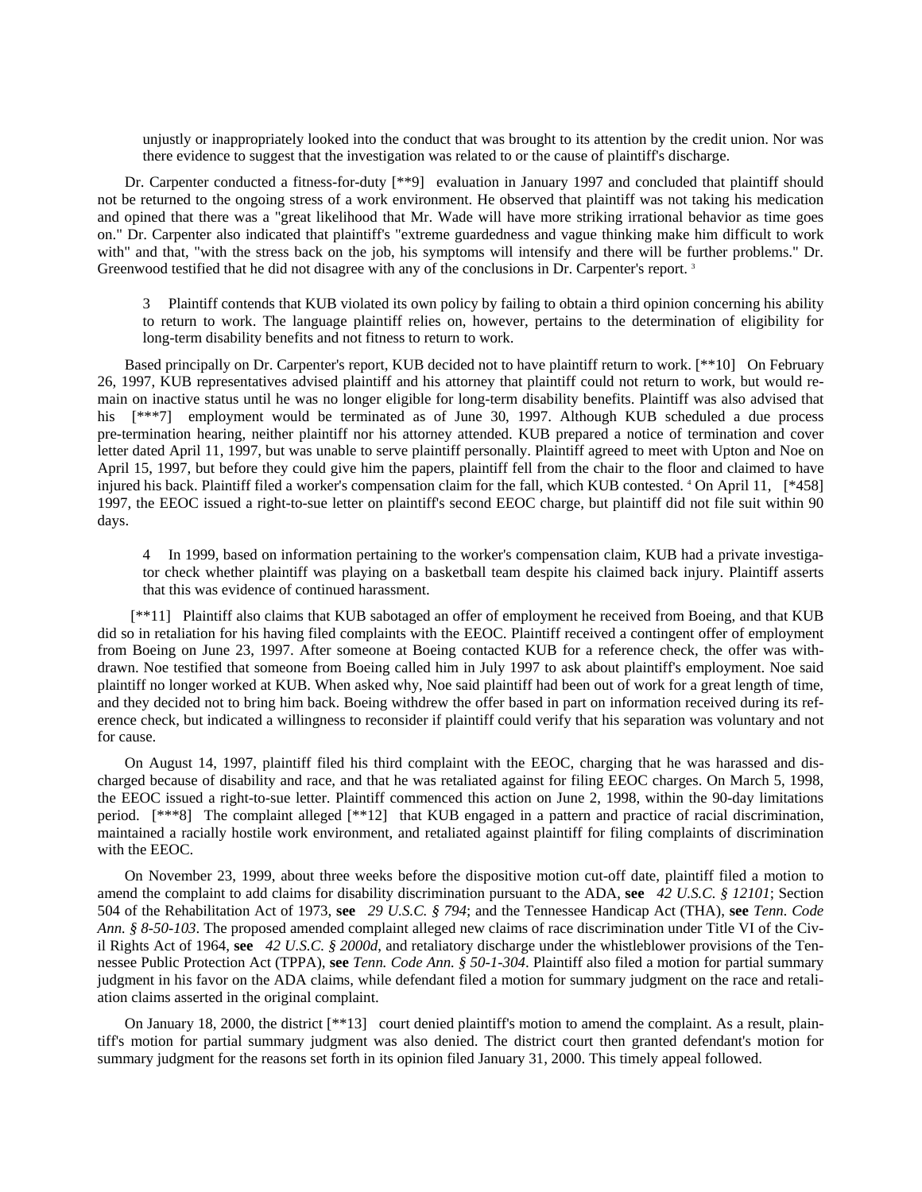unjustly or inappropriately looked into the conduct that was brought to its attention by the credit union. Nor was there evidence to suggest that the investigation was related to or the cause of plaintiff's discharge.

Dr. Carpenter conducted a fitness-for-duty [**9] evaluation in January 1997 and concluded that plaintiff should not be returned to the ongoing stress of a work environment. He observed that plaintiff was not taking his medication and opined that there was a "great likelihood that Mr. Wade will have more striking irrational behavior as time goes on." Dr. Carpenter also indicated that plaintiff's "extreme guardedness and vague thinking make him difficult to work with" and that, "with the stress back on the job, his symptoms will intensify and there will be further problems." Dr. Greenwood testified that he did not disagree with any of the conclusions in Dr. Carpenter's report. [3]

> 3 Plaintiff contends that KUB violated its own policy by failing to obtain a third opinion concerning his ability to return to work. The language plaintiff relies on, however, pertains to the determination of eligibility for long-term disability benefits and not fitness to return to work.

Based principally on Dr. Carpenter's report, KUB decided not to have plaintiff return to work. [**10] On February 26, 1997, KUB representatives advised plaintiff and his attorney that plaintiff could not return to work, but would remain on inactive status until he was no longer eligible for long-term disability benefits. Plaintiff was also advised that his [***7] employment would be terminated as of June 30, 1997. Although KUB scheduled a due process pre-termination hearing, neither plaintiff nor his attorney attended. KUB prepared a notice of termination and cover letter dated April 11, 1997, but was unable to serve plaintiff personally. Plaintiff agreed to meet with Upton and Noe on April 15, 1997, but before they could give him the papers, plaintiff fell from the chair to the floor and claimed to have injured his back. Plaintiff filed a worker's compensation claim for the fall, which KUB contested. [4] On April 11, [*458] 1997, the EEOC issued a right-to-sue letter on plaintiff's second EEOC charge, but plaintiff did not file suit within 90 days.

> 4 In 1999, based on information pertaining to the worker's compensation claim, KUB had a private investigator check whether plaintiff was playing on a basketball team despite his claimed back injury. Plaintiff asserts that this was evidence of continued harassment.

[**11] Plaintiff also claims that KUB sabotaged an offer of employment he received from Boeing, and that KUB did so in retaliation for his having filed complaints with the EEOC. Plaintiff received a contingent offer of employment from Boeing on June 23, 1997. After someone at Boeing contacted KUB for a reference check, the offer was withdrawn. Noe testified that someone from Boeing called him in July 1997 to ask about plaintiff's employment. Noe said plaintiff no longer worked at KUB. When asked why, Noe said plaintiff had been out of work for a great length of time, and they decided not to bring him back. Boeing withdrew the offer based in part on information received during its reference check, but indicated a willingness to reconsider if plaintiff could verify that his separation was voluntary and not for cause.

On August 14, 1997, plaintiff filed his third complaint with the EEOC, charging that he was harassed and discharged because of disability and race, and that he was retaliated against for filing EEOC charges. On March 5, 1998, the EEOC issued a right-to-sue letter. Plaintiff commenced this action on June 2, 1998, within the 90-day limitations period. [***8] The complaint alleged [**12] that KUB engaged in a pattern and practice of racial discrimination, maintained a racially hostile work environment, and retaliated against plaintiff for filing complaints of discrimination with the EEOC.

On November 23, 1999, about three weeks before the dispositive motion cut-off date, plaintiff filed a motion to amend the complaint to add claims for disability discrimination pursuant to the ADA, **see** *42 U.S.C. § 12101*; Section 504 of the Rehabilitation Act of 1973, **see** *29 U.S.C. § 794*; and the Tennessee Handicap Act (THA), **see** *Tenn. Code Ann. § 8-50-103*. The proposed amended complaint alleged new claims of race discrimination under Title VI of the Civil Rights Act of 1964, **see** *42 U.S.C. § 2000d*, and retaliatory discharge under the whistleblower provisions of the Tennessee Public Protection Act (TPPA), **see** *Tenn. Code Ann. § 50-1-304*. Plaintiff also filed a motion for partial summary judgment in his favor on the ADA claims, while defendant filed a motion for summary judgment on the race and retaliation claims asserted in the original complaint.

On January 18, 2000, the district [**13] court denied plaintiff's motion to amend the complaint. As a result, plaintiff's motion for partial summary judgment was also denied. The district court then granted defendant's motion for summary judgment for the reasons set forth in its opinion filed January 31, 2000. This timely appeal followed.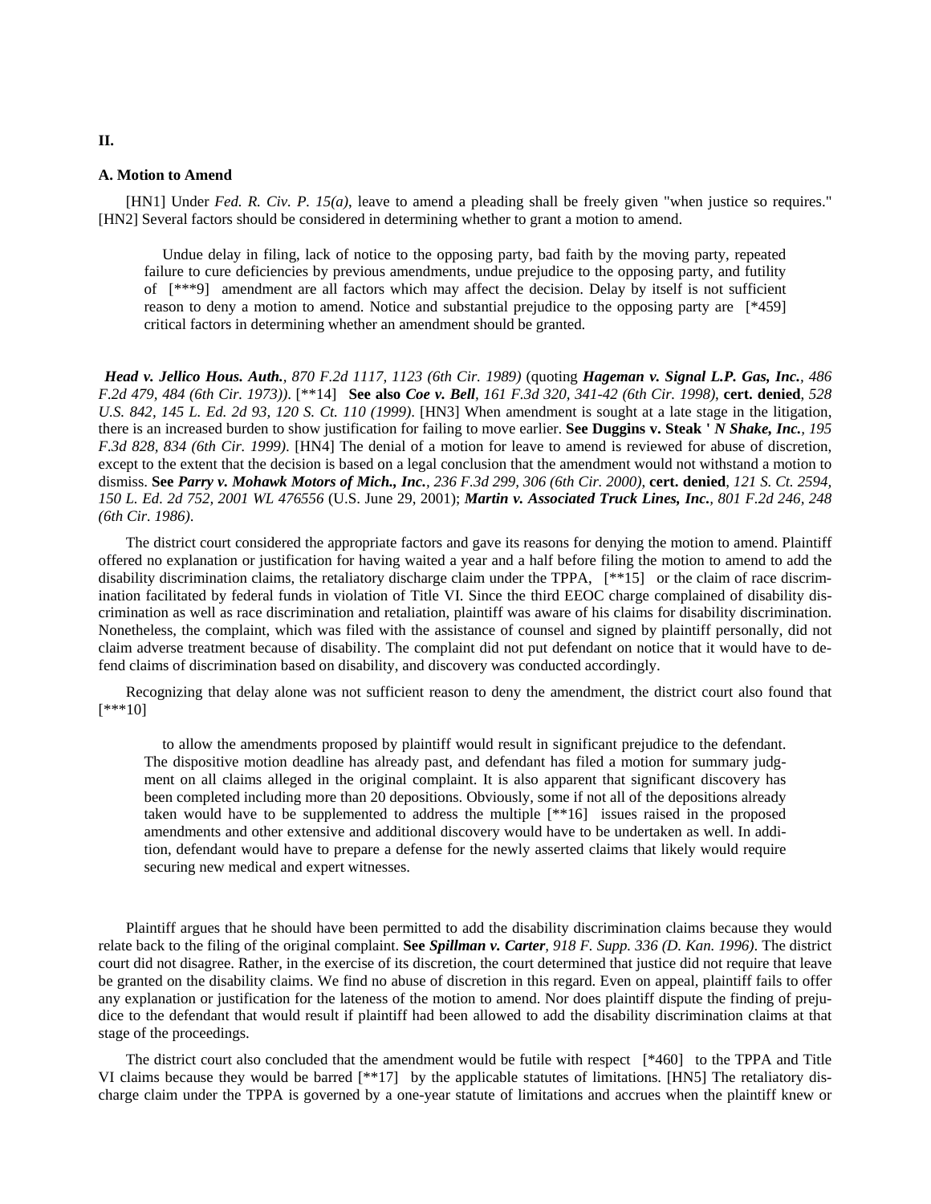**II.**

**A. Motion to Amend**

[HN1] Under *Fed. R. Civ. P. 15(a)*, leave to amend a pleading shall be freely given "when justice so requires." [HN2] Several factors should be considered in determining whether to grant a motion to amend.

> Undue delay in filing, lack of notice to the opposing party, bad faith by the moving party, repeated failure to cure deficiencies by previous amendments, undue prejudice to the opposing party, and futility of [***9] amendment are all factors which may affect the decision. Delay by itself is not sufficient reason to deny a motion to amend. Notice and substantial prejudice to the opposing party are [*459] critical factors in determining whether an amendment should be granted.

***Head v. Jellico Hous. Auth.***, *870 F.2d 1117, 1123 (6th Cir. 1989)* (quoting ***Hageman v. Signal L.P. Gas, Inc.***, *486 F.2d 479, 484 (6th Cir. 1973))*. [**14] **See also *Coe v. Bell***, *161 F.3d 320, 341-42 (6th Cir. 1998)*, **cert. denied**, *528 U.S. 842, 145 L. Ed. 2d 93, 120 S. Ct. 110 (1999)*. [HN3] When amendment is sought at a late stage in the litigation, there is an increased burden to show justification for failing to move earlier. **See Duggins v. Steak ' *N Shake, Inc.***, *195 F.3d 828, 834 (6th Cir. 1999)*. [HN4] The denial of a motion for leave to amend is reviewed for abuse of discretion, except to the extent that the decision is based on a legal conclusion that the amendment would not withstand a motion to dismiss. **See *Parry v. Mohawk Motors of Mich., Inc.***, *236 F.3d 299, 306 (6th Cir. 2000)*, **cert. denied**, *121 S. Ct. 2594, 150 L. Ed. 2d 752, 2001 WL 476556* (U.S. June 29, 2001); ***Martin v. Associated Truck Lines, Inc.***, *801 F.2d 246, 248 (6th Cir. 1986)*.

The district court considered the appropriate factors and gave its reasons for denying the motion to amend. Plaintiff offered no explanation or justification for having waited a year and a half before filing the motion to amend to add the disability discrimination claims, the retaliatory discharge claim under the TPPA, [**15] or the claim of race discrimination facilitated by federal funds in violation of Title VI. Since the third EEOC charge complained of disability discrimination as well as race discrimination and retaliation, plaintiff was aware of his claims for disability discrimination. Nonetheless, the complaint, which was filed with the assistance of counsel and signed by plaintiff personally, did not claim adverse treatment because of disability. The complaint did not put defendant on notice that it would have to defend claims of discrimination based on disability, and discovery was conducted accordingly.

Recognizing that delay alone was not sufficient reason to deny the amendment, the district court also found that [***10]

> to allow the amendments proposed by plaintiff would result in significant prejudice to the defendant. The dispositive motion deadline has already past, and defendant has filed a motion for summary judgment on all claims alleged in the original complaint. It is also apparent that significant discovery has been completed including more than 20 depositions. Obviously, some if not all of the depositions already taken would have to be supplemented to address the multiple [**16] issues raised in the proposed amendments and other extensive and additional discovery would have to be undertaken as well. In addition, defendant would have to prepare a defense for the newly asserted claims that likely would require securing new medical and expert witnesses.

Plaintiff argues that he should have been permitted to add the disability discrimination claims because they would relate back to the filing of the original complaint. **See *Spillman v. Carter***, *918 F. Supp. 336 (D. Kan. 1996)*. The district court did not disagree. Rather, in the exercise of its discretion, the court determined that justice did not require that leave be granted on the disability claims. We find no abuse of discretion in this regard. Even on appeal, plaintiff fails to offer any explanation or justification for the lateness of the motion to amend. Nor does plaintiff dispute the finding of prejudice to the defendant that would result if plaintiff had been allowed to add the disability discrimination claims at that stage of the proceedings.

The district court also concluded that the amendment would be futile with respect [*460] to the TPPA and Title VI claims because they would be barred [**17] by the applicable statutes of limitations. [HN5] The retaliatory discharge claim under the TPPA is governed by a one-year statute of limitations and accrues when the plaintiff knew or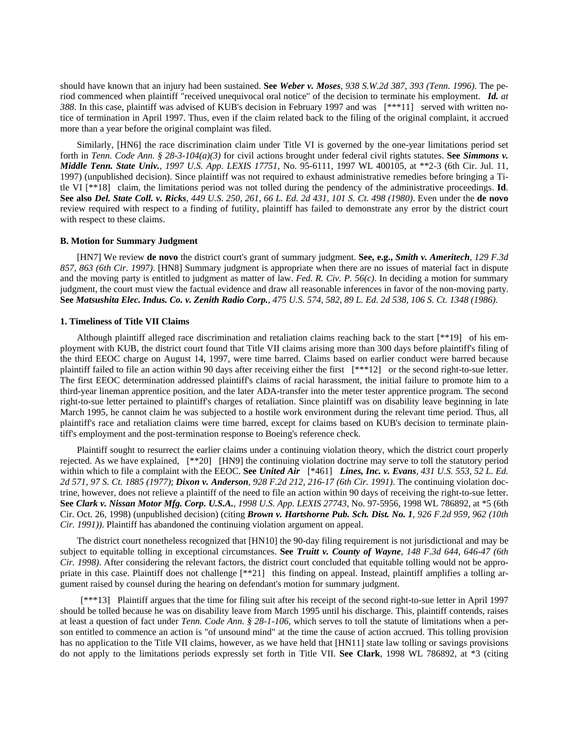should have known that an injury had been sustained. **See** ***Weber v. Moses****, 938 S.W.2d 387, 393 (Tenn. 1996)*. The period commenced when plaintiff "received unequivocal oral notice" of the decision to terminate his employment. ***Id.*** *at 388*. In this case, plaintiff was advised of KUB's decision in February 1997 and was [***11] served with written notice of termination in April 1997. Thus, even if the claim related back to the filing of the original complaint, it accrued more than a year before the original complaint was filed.

Similarly, [HN6] the race discrimination claim under Title VI is governed by the one-year limitations period set forth in *Tenn. Code Ann. § 28-3-104(a)(3)* for civil actions brought under federal civil rights statutes. **See** ***Simmons v. Middle Tenn. State Univ.****, 1997 U.S. App. LEXIS 17751*, No. 95-6111, 1997 WL 400105, at **2-3 (6th Cir. Jul. 11, 1997) (unpublished decision). Since plaintiff was not required to exhaust administrative remedies before bringing a Title VI [**18] claim, the limitations period was not tolled during the pendency of the administrative proceedings. **Id**. **See also** ***Del. State Coll. v. Ricks****, 449 U.S. 250, 261, 66 L. Ed. 2d 431, 101 S. Ct. 498 (1980)*. Even under the **de novo** review required with respect to a finding of futility, plaintiff has failed to demonstrate any error by the district court with respect to these claims.

#### B. Motion for Summary Judgment

[HN7] We review **de novo** the district court's grant of summary judgment. **See, e.g.,** ***Smith v. Ameritech****, 129 F.3d 857, 863 (6th Cir. 1997)*. [HN8] Summary judgment is appropriate when there are no issues of material fact in dispute and the moving party is entitled to judgment as matter of law. *Fed. R. Civ. P. 56(c)*. In deciding a motion for summary judgment, the court must view the factual evidence and draw all reasonable inferences in favor of the non-moving party. **See** ***Matsushita Elec. Indus. Co. v. Zenith Radio Corp.****, 475 U.S. 574, 582, 89 L. Ed. 2d 538, 106 S. Ct. 1348 (1986)*.

#### 1. Timeliness of Title VII Claims

Although plaintiff alleged race discrimination and retaliation claims reaching back to the start [**19] of his employment with KUB, the district court found that Title VII claims arising more than 300 days before plaintiff's filing of the third EEOC charge on August 14, 1997, were time barred. Claims based on earlier conduct were barred because plaintiff failed to file an action within 90 days after receiving either the first [***12] or the second right-to-sue letter. The first EEOC determination addressed plaintiff's claims of racial harassment, the initial failure to promote him to a third-year lineman apprentice position, and the later ADA-transfer into the meter tester apprentice program. The second right-to-sue letter pertained to plaintiff's charges of retaliation. Since plaintiff was on disability leave beginning in late March 1995, he cannot claim he was subjected to a hostile work environment during the relevant time period. Thus, all plaintiff's race and retaliation claims were time barred, except for claims based on KUB's decision to terminate plaintiff's employment and the post-termination response to Boeing's reference check.

Plaintiff sought to resurrect the earlier claims under a continuing violation theory, which the district court properly rejected. As we have explained, [**20] [HN9] the continuing violation doctrine may serve to toll the statutory period within which to file a complaint with the EEOC. **See** ***United Air*** [*461] ***Lines, Inc. v. Evans****, 431 U.S. 553, 52 L. Ed. 2d 571, 97 S. Ct. 1885 (1977)*; ***Dixon v. Anderson****, 928 F.2d 212, 216-17 (6th Cir. 1991)*. The continuing violation doctrine, however, does not relieve a plaintiff of the need to file an action within 90 days of receiving the right-to-sue letter. **See** ***Clark v. Nissan Motor Mfg. Corp. U.S.A.****, 1998 U.S. App. LEXIS 27743*, No. 97-5956, 1998 WL 786892, at *5 (6th Cir. Oct. 26, 1998) (unpublished decision) (citing ***Brown v. Hartshorne Pub. Sch. Dist. No. 1****, 926 F.2d 959, 962 (10th Cir. 1991))*. Plaintiff has abandoned the continuing violation argument on appeal.

The district court nonetheless recognized that [HN10] the 90-day filing requirement is not jurisdictional and may be subject to equitable tolling in exceptional circumstances. **See** ***Truitt v. County of Wayne****, 148 F.3d 644, 646-47 (6th Cir. 1998)*. After considering the relevant factors, the district court concluded that equitable tolling would not be appropriate in this case. Plaintiff does not challenge [**21] this finding on appeal. Instead, plaintiff amplifies a tolling argument raised by counsel during the hearing on defendant's motion for summary judgment.

[***13] Plaintiff argues that the time for filing suit after his receipt of the second right-to-sue letter in April 1997 should be tolled because he was on disability leave from March 1995 until his discharge. This, plaintiff contends, raises at least a question of fact under *Tenn. Code Ann. § 28-1-106*, which serves to toll the statute of limitations when a person entitled to commence an action is "of unsound mind" at the time the cause of action accrued. This tolling provision has no application to the Title VII claims, however, as we have held that [HN11] state law tolling or savings provisions do not apply to the limitations periods expressly set forth in Title VII. **See Clark**, 1998 WL 786892, at *3 (citing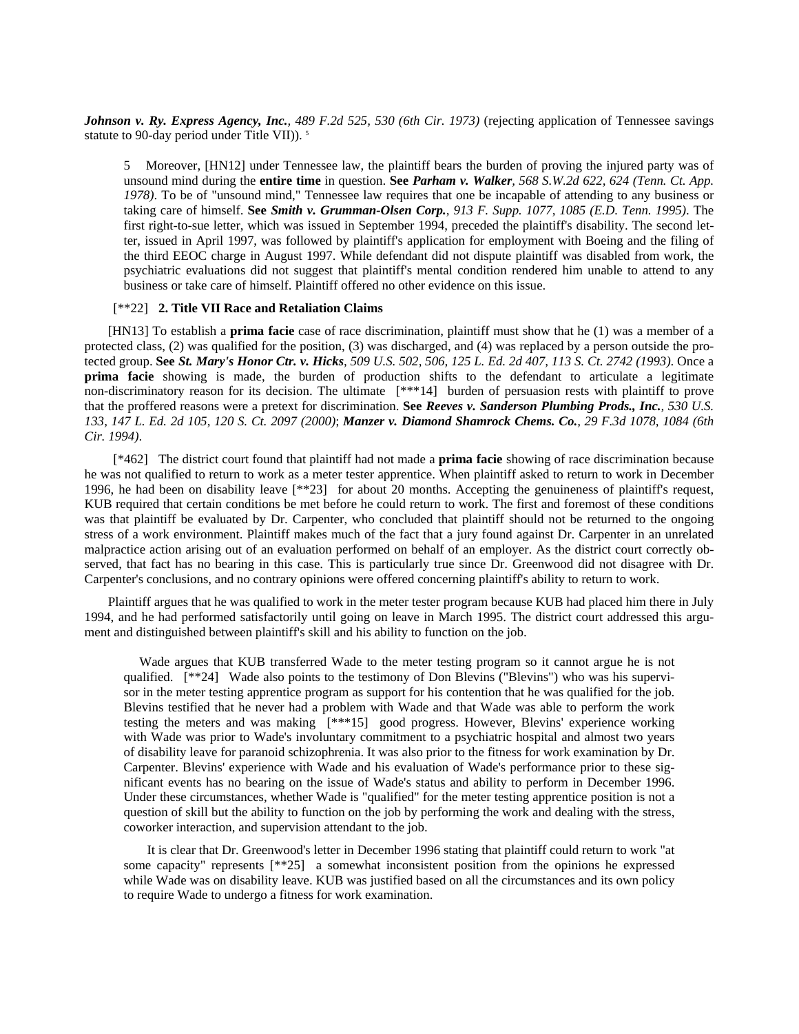***Johnson v. Ry. Express Agency, Inc.***, *489 F.2d 525, 530 (6th Cir. 1973)* (rejecting application of Tennessee savings statute to 90-day period under Title VII)). [5]

> 5 Moreover, [HN12] under Tennessee law, the plaintiff bears the burden of proving the injured party was of unsound mind during the **entire time** in question. **See** ***Parham v. Walker***, *568 S.W.2d 622, 624 (Tenn. Ct. App. 1978)*. To be of "unsound mind," Tennessee law requires that one be incapable of attending to any business or taking care of himself. **See** ***Smith v. Grumman-Olsen Corp.***, *913 F. Supp. 1077, 1085 (E.D. Tenn. 1995)*. The first right-to-sue letter, which was issued in September 1994, preceded the plaintiff's disability. The second letter, issued in April 1997, was followed by plaintiff's application for employment with Boeing and the filing of the third EEOC charge in August 1997. While defendant did not dispute plaintiff was disabled from work, the psychiatric evaluations did not suggest that plaintiff's mental condition rendered him unable to attend to any business or take care of himself. Plaintiff offered no other evidence on this issue.

[**22] **2. Title VII Race and Retaliation Claims**

[HN13] To establish a **prima facie** case of race discrimination, plaintiff must show that he (1) was a member of a protected class, (2) was qualified for the position, (3) was discharged, and (4) was replaced by a person outside the protected group. **See** ***St. Mary's Honor Ctr. v. Hicks***, *509 U.S. 502, 506, 125 L. Ed. 2d 407, 113 S. Ct. 2742 (1993)*. Once a **prima facie** showing is made, the burden of production shifts to the defendant to articulate a legitimate non-discriminatory reason for its decision. The ultimate [***14] burden of persuasion rests with plaintiff to prove that the proffered reasons were a pretext for discrimination. **See** ***Reeves v. Sanderson Plumbing Prods., Inc.***, *530 U.S. 133, 147 L. Ed. 2d 105, 120 S. Ct. 2097 (2000)*; ***Manzer v. Diamond Shamrock Chems. Co.***, *29 F.3d 1078, 1084 (6th Cir. 1994)*.

[*462] The district court found that plaintiff had not made a **prima facie** showing of race discrimination because he was not qualified to return to work as a meter tester apprentice. When plaintiff asked to return to work in December 1996, he had been on disability leave [**23] for about 20 months. Accepting the genuineness of plaintiff's request, KUB required that certain conditions be met before he could return to work. The first and foremost of these conditions was that plaintiff be evaluated by Dr. Carpenter, who concluded that plaintiff should not be returned to the ongoing stress of a work environment. Plaintiff makes much of the fact that a jury found against Dr. Carpenter in an unrelated malpractice action arising out of an evaluation performed on behalf of an employer. As the district court correctly observed, that fact has no bearing in this case. This is particularly true since Dr. Greenwood did not disagree with Dr. Carpenter's conclusions, and no contrary opinions were offered concerning plaintiff's ability to return to work.

Plaintiff argues that he was qualified to work in the meter tester program because KUB had placed him there in July 1994, and he had performed satisfactorily until going on leave in March 1995. The district court addressed this argument and distinguished between plaintiff's skill and his ability to function on the job.

> Wade argues that KUB transferred Wade to the meter testing program so it cannot argue he is not qualified. [**24] Wade also points to the testimony of Don Blevins ("Blevins") who was his supervisor in the meter testing apprentice program as support for his contention that he was qualified for the job. Blevins testified that he never had a problem with Wade and that Wade was able to perform the work testing the meters and was making [***15] good progress. However, Blevins' experience working with Wade was prior to Wade's involuntary commitment to a psychiatric hospital and almost two years of disability leave for paranoid schizophrenia. It was also prior to the fitness for work examination by Dr. Carpenter. Blevins' experience with Wade and his evaluation of Wade's performance prior to these significant events has no bearing on the issue of Wade's status and ability to perform in December 1996. Under these circumstances, whether Wade is "qualified" for the meter testing apprentice position is not a question of skill but the ability to function on the job by performing the work and dealing with the stress, coworker interaction, and supervision attendant to the job.
>
> It is clear that Dr. Greenwood's letter in December 1996 stating that plaintiff could return to work "at some capacity" represents [**25] a somewhat inconsistent position from the opinions he expressed while Wade was on disability leave. KUB was justified based on all the circumstances and its own policy to require Wade to undergo a fitness for work examination.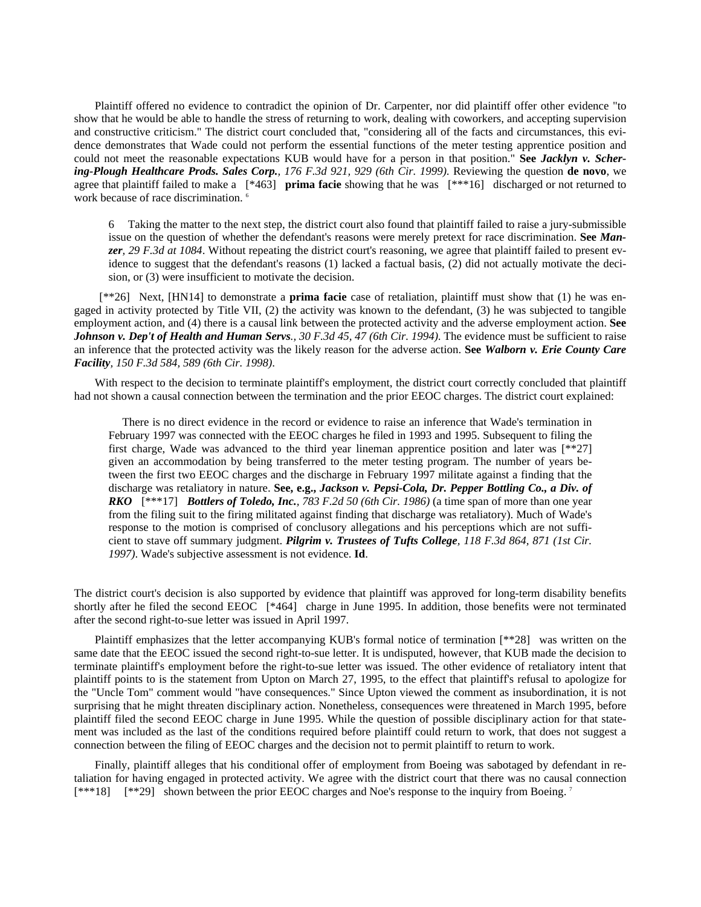Plaintiff offered no evidence to contradict the opinion of Dr. Carpenter, nor did plaintiff offer other evidence "to show that he would be able to handle the stress of returning to work, dealing with coworkers, and accepting supervision and constructive criticism." The district court concluded that, "considering all of the facts and circumstances, this evidence demonstrates that Wade could not perform the essential functions of the meter testing apprentice position and could not meet the reasonable expectations KUB would have for a person in that position." **See** ***Jacklyn v. Schering-Plough Healthcare Prods. Sales Corp.****, 176 F.3d 921, 929 (6th Cir. 1999)*. Reviewing the question **de novo**, we agree that plaintiff failed to make a [*463] **prima facie** showing that he was [***16] discharged or not returned to work because of race discrimination. [6]

> 6 Taking the matter to the next step, the district court also found that plaintiff failed to raise a jury-submissible issue on the question of whether the defendant's reasons were merely pretext for race discrimination. **See** ***Manzer****, 29 F.3d at 1084*. Without repeating the district court's reasoning, we agree that plaintiff failed to present evidence to suggest that the defendant's reasons (1) lacked a factual basis, (2) did not actually motivate the decision, or (3) were insufficient to motivate the decision.

[**26] Next, [HN14] to demonstrate a **prima facie** case of retaliation, plaintiff must show that (1) he was engaged in activity protected by Title VII, (2) the activity was known to the defendant, (3) he was subjected to tangible employment action, and (4) there is a causal link between the protected activity and the adverse employment action. **See** ***Johnson v. Dep't of Health and Human Servs****., 30 F.3d 45, 47 (6th Cir. 1994)*. The evidence must be sufficient to raise an inference that the protected activity was the likely reason for the adverse action. **See** ***Walborn v. Erie County Care Facility****, 150 F.3d 584, 589 (6th Cir. 1998)*.

With respect to the decision to terminate plaintiff's employment, the district court correctly concluded that plaintiff had not shown a causal connection between the termination and the prior EEOC charges. The district court explained:

> There is no direct evidence in the record or evidence to raise an inference that Wade's termination in February 1997 was connected with the EEOC charges he filed in 1993 and 1995. Subsequent to filing the first charge, Wade was advanced to the third year lineman apprentice position and later was [**27] given an accommodation by being transferred to the meter testing program. The number of years between the first two EEOC charges and the discharge in February 1997 militate against a finding that the discharge was retaliatory in nature. **See, e.g.,** ***Jackson v. Pepsi-Cola, Dr. Pepper Bottling Co., a Div. of RKO*** [***17] ***Bottlers of Toledo, Inc.****, 783 F.2d 50 (6th Cir. 1986)* (a time span of more than one year from the filing suit to the firing militated against finding that discharge was retaliatory). Much of Wade's response to the motion is comprised of conclusory allegations and his perceptions which are not sufficient to stave off summary judgment. ***Pilgrim v. Trustees of Tufts College****, 118 F.3d 864, 871 (1st Cir. 1997)*. Wade's subjective assessment is not evidence. **Id**.

The district court's decision is also supported by evidence that plaintiff was approved for long-term disability benefits shortly after he filed the second EEOC [*464] charge in June 1995. In addition, those benefits were not terminated after the second right-to-sue letter was issued in April 1997.

Plaintiff emphasizes that the letter accompanying KUB's formal notice of termination [**28] was written on the same date that the EEOC issued the second right-to-sue letter. It is undisputed, however, that KUB made the decision to terminate plaintiff's employment before the right-to-sue letter was issued. The other evidence of retaliatory intent that plaintiff points to is the statement from Upton on March 27, 1995, to the effect that plaintiff's refusal to apologize for the "Uncle Tom" comment would "have consequences." Since Upton viewed the comment as insubordination, it is not surprising that he might threaten disciplinary action. Nonetheless, consequences were threatened in March 1995, before plaintiff filed the second EEOC charge in June 1995. While the question of possible disciplinary action for that statement was included as the last of the conditions required before plaintiff could return to work, that does not suggest a connection between the filing of EEOC charges and the decision not to permit plaintiff to return to work.

Finally, plaintiff alleges that his conditional offer of employment from Boeing was sabotaged by defendant in retaliation for having engaged in protected activity. We agree with the district court that there was no causal connection [***18] [**29] shown between the prior EEOC charges and Noe's response to the inquiry from Boeing. [7]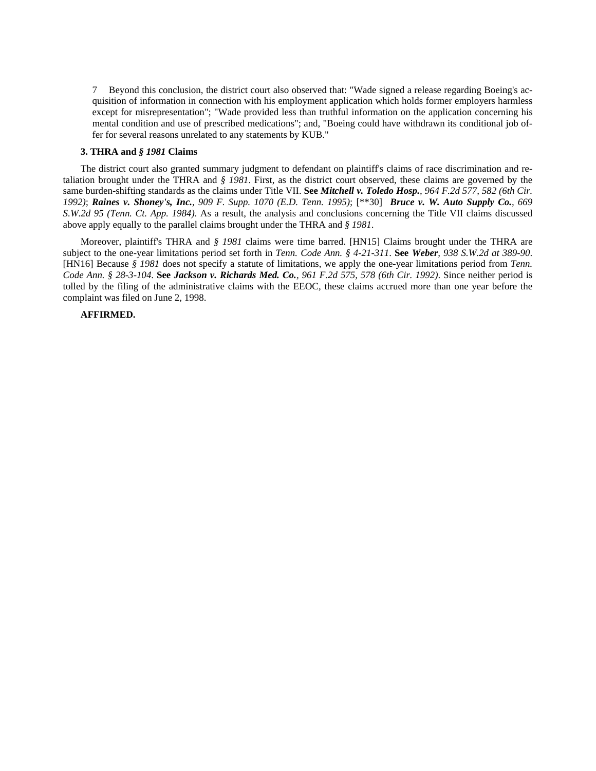7 Beyond this conclusion, the district court also observed that: "Wade signed a release regarding Boeing's acquisition of information in connection with his employment application which holds former employers harmless except for misrepresentation"; "Wade provided less than truthful information on the application concerning his mental condition and use of prescribed medications"; and, "Boeing could have withdrawn its conditional job offer for several reasons unrelated to any statements by KUB."

**3. THRA and *§ 1981* Claims**

The district court also granted summary judgment to defendant on plaintiff's claims of race discrimination and retaliation brought under the THRA and *§ 1981*. First, as the district court observed, these claims are governed by the same burden-shifting standards as the claims under Title VII. **See *Mitchell v. Toledo Hosp.***, *964 F.2d 577, 582 (6th Cir. 1992)*; ***Raines v. Shoney's, Inc.***, *909 F. Supp. 1070 (E.D. Tenn. 1995)*; [**30] ***Bruce v. W. Auto Supply Co.***, *669 S.W.2d 95 (Tenn. Ct. App. 1984)*. As a result, the analysis and conclusions concerning the Title VII claims discussed above apply equally to the parallel claims brought under the THRA and *§ 1981*.

Moreover, plaintiff's THRA and *§ 1981* claims were time barred. [HN15] Claims brought under the THRA are subject to the one-year limitations period set forth in *Tenn. Code Ann. § 4-21-311*. **See *Weber***, *938 S.W.2d at 389-90*. [HN16] Because *§ 1981* does not specify a statute of limitations, we apply the one-year limitations period from *Tenn. Code Ann. § 28-3-104*. **See *Jackson v. Richards Med. Co.***, *961 F.2d 575, 578 (6th Cir. 1992)*. Since neither period is tolled by the filing of the administrative claims with the EEOC, these claims accrued more than one year before the complaint was filed on June 2, 1998.

**AFFIRMED.**